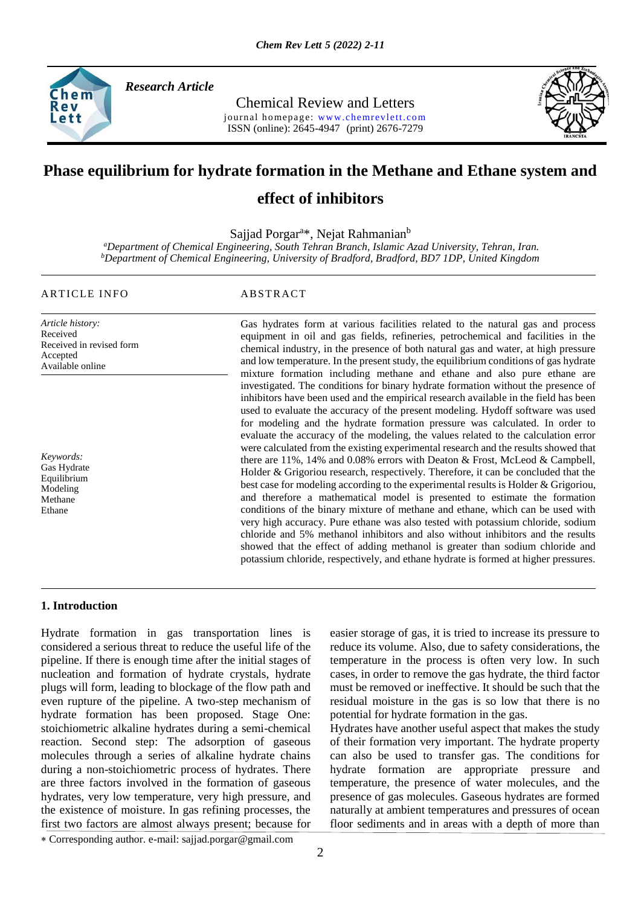*Research Article*

Chemical Review and Letters

journal homepage: www.chemrevlett.com

ISSN (online): 2645-4947 (print) 2676-7279

# Phase equilibrium for hydrate formation in the Methane and Ethane system and effect of inhibitors

Sajjad Porgar[a]*, Nejat Rahmanian[b]

[a]*Department of Chemical Engineering, South Tehran Branch, Islamic Azad University, Tehran, Iran.*
[b]*Department of Chemical Engineering, University of Bradford, Bradford, BD7 1DP, United Kingdom*

ARTICLE INFO

*Article history:*
Received
Received in revised form
Accepted
Available online

*Keywords:*
Gas Hydrate
Equilibrium
Modeling
Methane
Ethane

ABSTRACT

Gas hydrates form at various facilities related to the natural gas and process equipment in oil and gas fields, refineries, petrochemical and facilities in the chemical industry, in the presence of both natural gas and water, at high pressure and low temperature. In the present study, the equilibrium conditions of gas hydrate mixture formation including methane and ethane and also pure ethane are investigated. The conditions for binary hydrate formation without the presence of inhibitors have been used and the empirical research available in the field has been used to evaluate the accuracy of the present modeling. Hydoff software was used for modeling and the hydrate formation pressure was calculated. In order to evaluate the accuracy of the modeling, the values related to the calculation error were calculated from the existing experimental research and the results showed that there are 11%, 14% and 0.08% errors with Deaton & Frost, McLeod & Campbell, Holder & Grigoriou research, respectively. Therefore, it can be concluded that the best case for modeling according to the experimental results is Holder & Grigoriou, and therefore a mathematical model is presented to estimate the formation conditions of the binary mixture of methane and ethane, which can be used with very high accuracy. Pure ethane was also tested with potassium chloride, sodium chloride and 5% methanol inhibitors and also without inhibitors and the results showed that the effect of adding methanol is greater than sodium chloride and potassium chloride, respectively, and ethane hydrate is formed at higher pressures.

## 1. Introduction

Hydrate formation in gas transportation lines is considered a serious threat to reduce the useful life of the pipeline. If there is enough time after the initial stages of nucleation and formation of hydrate crystals, hydrate plugs will form, leading to blockage of the flow path and even rupture of the pipeline. A two-step mechanism of hydrate formation has been proposed. Stage One: stoichiometric alkaline hydrates during a semi-chemical reaction. Second step: The adsorption of gaseous molecules through a series of alkaline hydrate chains during a non-stoichiometric process of hydrates. There are three factors involved in the formation of gaseous hydrates, very low temperature, very high pressure, and the existence of moisture. In gas refining processes, the first two factors are almost always present; because for easier storage of gas, it is tried to increase its pressure to reduce its volume. Also, due to safety considerations, the temperature in the process is often very low. In such cases, in order to remove the gas hydrate, the third factor must be removed or ineffective. It should be such that the residual moisture in the gas is so low that there is no potential for hydrate formation in the gas.

Hydrates have another useful aspect that makes the study of their formation very important. The hydrate property can also be used to transfer gas. The conditions for hydrate formation are appropriate pressure and temperature, the presence of water molecules, and the presence of gas molecules. Gaseous hydrates are formed naturally at ambient temperatures and pressures of ocean floor sediments and in areas with a depth of more than

∗ Corresponding author. e-mail: sajjad.porgar@gmail.com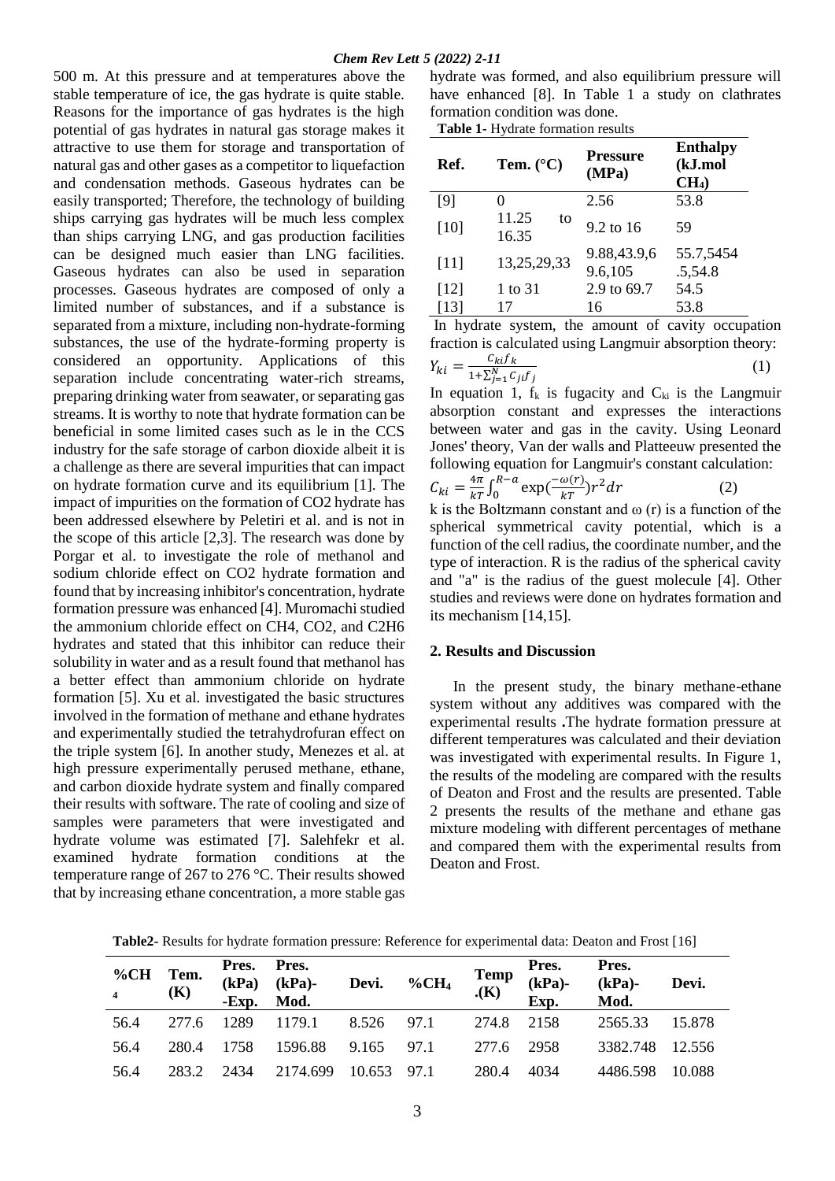500 m. At this pressure and at temperatures above the stable temperature of ice, the gas hydrate is quite stable. Reasons for the importance of gas hydrates is the high potential of gas hydrates in natural gas storage makes it attractive to use them for storage and transportation of natural gas and other gases as a competitor to liquefaction and condensation methods. Gaseous hydrates can be easily transported; Therefore, the technology of building ships carrying gas hydrates will be much less complex than ships carrying LNG, and gas production facilities can be designed much easier than LNG facilities. Gaseous hydrates can also be used in separation processes. Gaseous hydrates are composed of only a limited number of substances, and if a substance is separated from a mixture, including non-hydrate-forming substances, the use of the hydrate-forming property is considered an opportunity. Applications of this separation include concentrating water-rich streams, preparing drinking water from seawater, or separating gas streams. It is worthy to note that hydrate formation can be beneficial in some limited cases such as le in the CCS industry for the safe storage of carbon dioxide albeit it is a challenge as there are several impurities that can impact on hydrate formation curve and its equilibrium [1]. The impact of impurities on the formation of CO2 hydrate has been addressed elsewhere by Peletiri et al. and is not in the scope of this article [2,3]. The research was done by Porgar et al. to investigate the role of methanol and sodium chloride effect on CO2 hydrate formation and found that by increasing inhibitor's concentration, hydrate formation pressure was enhanced [4]. Muromachi studied the ammonium chloride effect on CH4, CO2, and C2H6 hydrates and stated that this inhibitor can reduce their solubility in water and as a result found that methanol has a better effect than ammonium chloride on hydrate formation [5]. Xu et al. investigated the basic structures involved in the formation of methane and ethane hydrates and experimentally studied the tetrahydrofuran effect on the triple system [6]. In another study, Menezes et al. at high pressure experimentally perused methane, ethane, and carbon dioxide hydrate system and finally compared their results with software. The rate of cooling and size of samples were parameters that were investigated and hydrate volume was estimated [7]. Salehfekr et al. examined hydrate formation conditions at the temperature range of 267 to 276 °C. Their results showed that by increasing ethane concentration, a more stable gas hydrate was formed, and also equilibrium pressure will have enhanced [8]. In Table 1 a study on clathrates formation condition was done.

**Table 1-** Hydrate formation results

| Ref. | Tem. (°C) | Pressure (MPa) | Enthalpy (kJ.mol $CH_4$) |
|---|---|---|---|
| [9] | 0 | 2.56 | 53.8 |
| [10] | 11.25 to 16.35 | 9.2 to 16 | 59 |
| [11] | 13,25,29,33 | 9.88,43.9,6 9.6,105 | 55.7,5454 .5,54.8 |
| [12] | 1 to 31 | 2.9 to 69.7 | 54.5 |
| [13] | 17 | 16 | 53.8 |

In hydrate system, the amount of cavity occupation fraction is calculated using Langmuir absorption theory:

$$Y_{ki} = \frac{C_{ki} f_k}{1+\sum_{j=1}^{N} C_{ji} f_j} \tag{1}$$

In equation 1, $f_k$ is fugacity and $C_{ki}$ is the Langmuir absorption constant and expresses the interactions between water and gas in the cavity. Using Leonard Jones' theory, Van der walls and Platteeuw presented the following equation for Langmuir's constant calculation:

$$C_{ki} = \frac{4\pi}{kT} \int_0^{R-a} \exp\left(\frac{-\omega(r)}{kT}\right) r^2 dr \tag{2}$$

k is the Boltzmann constant and ω (r) is a function of the spherical symmetrical cavity potential, which is a function of the cell radius, the coordinate number, and the type of interaction. R is the radius of the spherical cavity and "a" is the radius of the guest molecule [4]. Other studies and reviews were done on hydrates formation and its mechanism [14,15].

## 2. Results and Discussion

In the present study, the binary methane-ethane system without any additives was compared with the experimental results. The hydrate formation pressure at different temperatures was calculated and their deviation was investigated with experimental results. In Figure 1, the results of the modeling are compared with the results of Deaton and Frost and the results are presented. Table 2 presents the results of the methane and ethane gas mixture modeling with different percentages of methane and compared them with the experimental results from Deaton and Frost.

**Table2-** Results for hydrate formation pressure: Reference for experimental data: Deaton and Frost [16]

| $\%CH_4$ | Tem. (K) | Pres. (kPa) -Exp. | Pres. (kPa)-Mod. | Devi. | $\%CH_4$ | Temp .(K) | Pres. (kPa)-Exp. | Pres. (kPa)-Mod. | Devi. |
|---|---|---|---|---|---|---|---|---|---|
| 56.4 | 277.6 | 1289 | 1179.1 | 8.526 | 97.1 | 274.8 | 2158 | 2565.33 | 15.878 |
| 56.4 | 280.4 | 1758 | 1596.88 | 9.165 | 97.1 | 277.6 | 2958 | 3382.748 | 12.556 |
| 56.4 | 283.2 | 2434 | 2174.699 | 10.653 | 97.1 | 280.4 | 4034 | 4486.598 | 10.088 |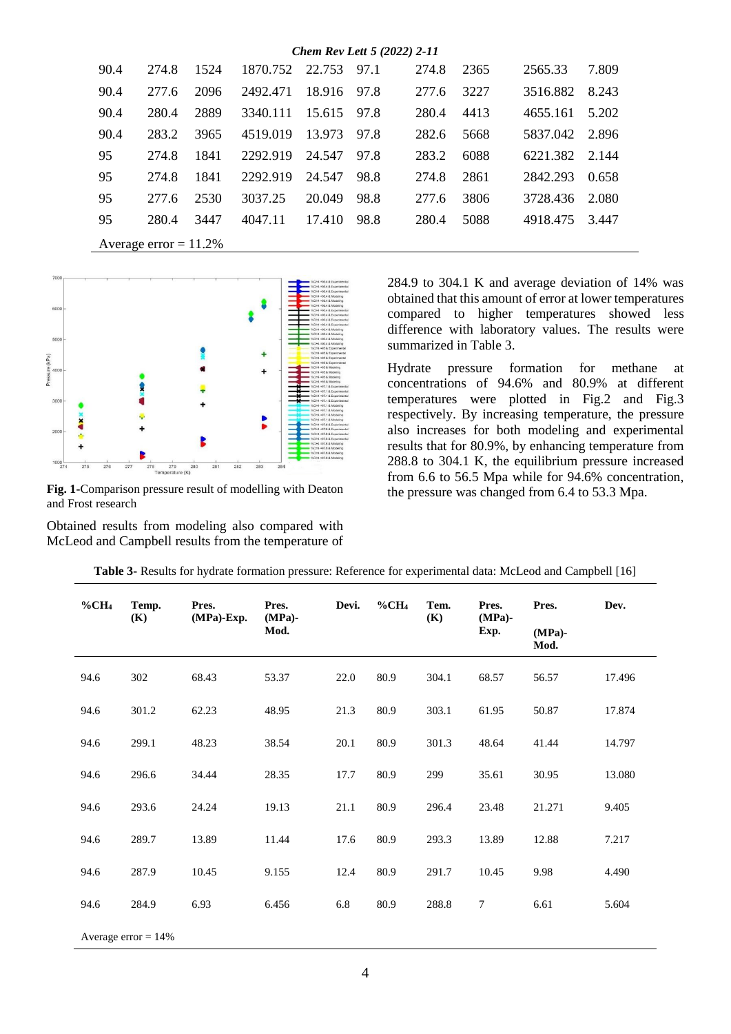| 90.4 | 274.8 | 1524 | 1870.752 | 22.753 | 97.1 | 274.8 | 2365 | 2565.33 | 7.809 |
|---|---|---|---|---|---|---|---|---|---|
| 90.4 | 277.6 | 2096 | 2492.471 | 18.916 | 97.8 | 277.6 | 3227 | 3516.882 | 8.243 |
| 90.4 | 280.4 | 2889 | 3340.111 | 15.615 | 97.8 | 280.4 | 4413 | 4655.161 | 5.202 |
| 90.4 | 283.2 | 3965 | 4519.019 | 13.973 | 97.8 | 282.6 | 5668 | 5837.042 | 2.896 |
| 95 | 274.8 | 1841 | 2292.919 | 24.547 | 97.8 | 283.2 | 6088 | 6221.382 | 2.144 |
| 95 | 274.8 | 1841 | 2292.919 | 24.547 | 98.8 | 274.8 | 2861 | 2842.293 | 0.658 |
| 95 | 277.6 | 2530 | 3037.25 | 20.049 | 98.8 | 277.6 | 3806 | 3728.436 | 2.080 |
| 95 | 280.4 | 3447 | 4047.11 | 17.410 | 98.8 | 280.4 | 5088 | 4918.475 | 3.447 |
| Average error = 11.2% | | | | | | | | | |

**Fig. 1-**Comparison pressure result of modelling with Deaton and Frost research

Obtained results from modeling also compared with McLeod and Campbell results from the temperature of 284.9 to 304.1 K and average deviation of 14% was obtained that this amount of error at lower temperatures compared to higher temperatures showed less difference with laboratory values. The results were summarized in Table 3.

Hydrate pressure formation for methane at concentrations of 94.6% and 80.9% at different temperatures were plotted in Fig.2 and Fig.3 respectively. By increasing temperature, the pressure also increases for both modeling and experimental results that for 80.9%, by enhancing temperature from 288.8 to 304.1 K, the equilibrium pressure increased from 6.6 to 56.5 Mpa while for 94.6% concentration, the pressure was changed from 6.4 to 53.3 Mpa.

**Table 3-** Results for hydrate formation pressure: Reference for experimental data: McLeod and Campbell [16]

| **%$CH_4$** | **Temp. (K)** | **Pres. (MPa)-Exp.** | **Pres. (MPa)-Mod.** | **Devi.** | **%$CH_4$** | **Tem. (K)** | **Pres. (MPa)-Exp.** | **Pres. (MPa)-Mod.** | **Dev.** |
|---|---|---|---|---|---|---|---|---|---|
| 94.6 | 302 | 68.43 | 53.37 | 22.0 | 80.9 | 304.1 | 68.57 | 56.57 | 17.496 |
| 94.6 | 301.2 | 62.23 | 48.95 | 21.3 | 80.9 | 303.1 | 61.95 | 50.87 | 17.874 |
| 94.6 | 299.1 | 48.23 | 38.54 | 20.1 | 80.9 | 301.3 | 48.64 | 41.44 | 14.797 |
| 94.6 | 296.6 | 34.44 | 28.35 | 17.7 | 80.9 | 299 | 35.61 | 30.95 | 13.080 |
| 94.6 | 293.6 | 24.24 | 19.13 | 21.1 | 80.9 | 296.4 | 23.48 | 21.271 | 9.405 |
| 94.6 | 289.7 | 13.89 | 11.44 | 17.6 | 80.9 | 293.3 | 13.89 | 12.88 | 7.217 |
| 94.6 | 287.9 | 10.45 | 9.155 | 12.4 | 80.9 | 291.7 | 10.45 | 9.98 | 4.490 |
| 94.6 | 284.9 | 6.93 | 6.456 | 6.8 | 80.9 | 288.8 | 7 | 6.61 | 5.604 |
| Average error = 14% | | | | | | | | | |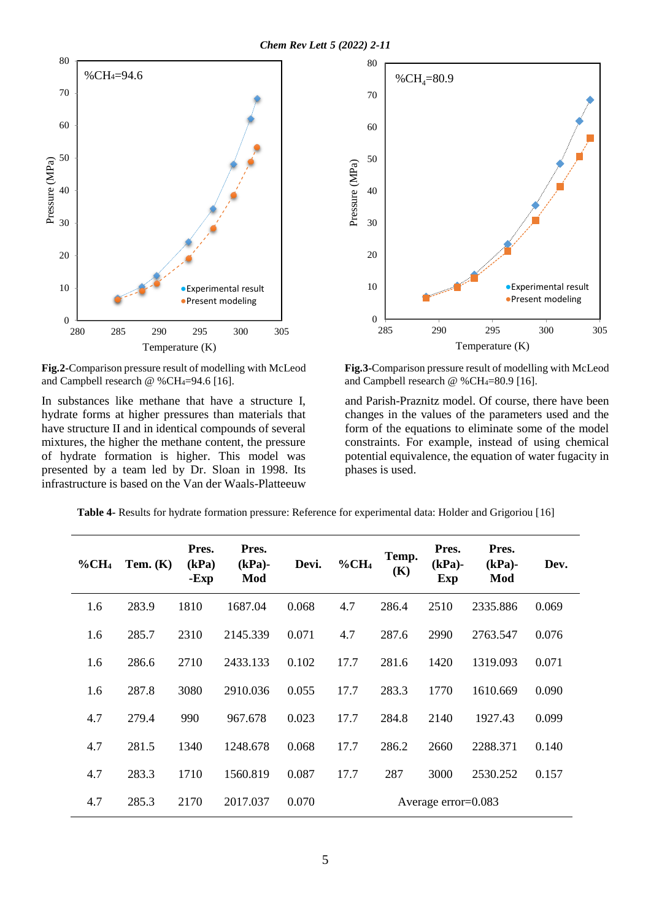Fig.2-Comparison pressure result of modelling with McLeod and Campbell research @ %$CH_4$=94.6 [16].

Fig.3-Comparison pressure result of modelling with McLeod and Campbell research @ %$CH_4$=80.9 [16].

In substances like methane that have a structure I, hydrate forms at higher pressures than materials that have structure II and in identical compounds of several mixtures, the higher the methane content, the pressure of hydrate formation is higher. This model was presented by a team led by Dr. Sloan in 1998. Its infrastructure is based on the Van der Waals-Platteeuw and Parish-Praznitz model. Of course, there have been changes in the values of the parameters used and the form of the equations to eliminate some of the model constraints. For example, instead of using chemical potential equivalence, the equation of water fugacity in phases is used.

**Table 4-** Results for hydrate formation pressure: Reference for experimental data: Holder and Grigoriou [16]

| %$CH_4$ | Tem. (K) | Pres. (kPa) -Exp | Pres. (kPa)-Mod | Devi. | %$CH_4$ | Temp. (K) | Pres. (kPa)-Exp | Pres. (kPa)-Mod | Dev. |
|---|---|---|---|---|---|---|---|---|---|
| 1.6 | 283.9 | 1810 | 1687.04 | 0.068 | 4.7 | 286.4 | 2510 | 2335.886 | 0.069 |
| 1.6 | 285.7 | 2310 | 2145.339 | 0.071 | 4.7 | 287.6 | 2990 | 2763.547 | 0.076 |
| 1.6 | 286.6 | 2710 | 2433.133 | 0.102 | 17.7 | 281.6 | 1420 | 1319.093 | 0.071 |
| 1.6 | 287.8 | 3080 | 2910.036 | 0.055 | 17.7 | 283.3 | 1770 | 1610.669 | 0.090 |
| 4.7 | 279.4 | 990 | 967.678 | 0.023 | 17.7 | 284.8 | 2140 | 1927.43 | 0.099 |
| 4.7 | 281.5 | 1340 | 1248.678 | 0.068 | 17.7 | 286.2 | 2660 | 2288.371 | 0.140 |
| 4.7 | 283.3 | 1710 | 1560.819 | 0.087 | 17.7 | 287 | 3000 | 2530.252 | 0.157 |
| 4.7 | 285.3 | 2170 | 2017.037 | 0.070 | Average error=0.083 | | | | |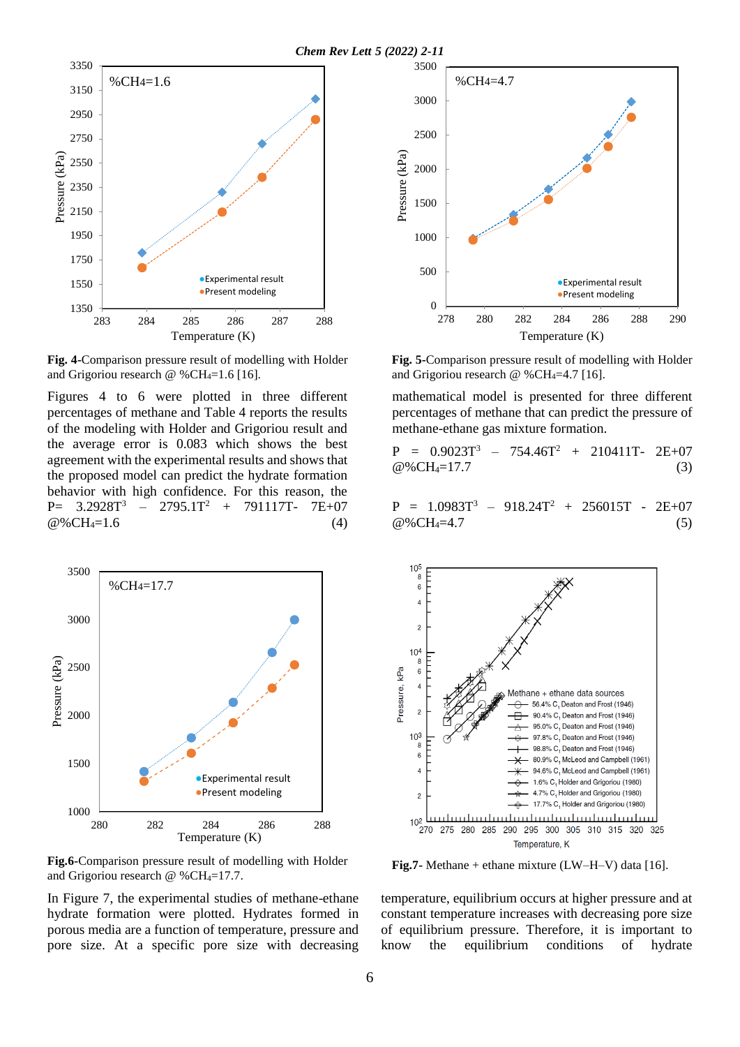Fig. 4-Comparison pressure result of modelling with Holder and Grigoriou research @ $\%CH_4=1.6$ [16].

Fig. 5-Comparison pressure result of modelling with Holder and Grigoriou research @ $\%CH_4=4.7$ [16].

Figures 4 to 6 were plotted in three different percentages of methane and Table 4 reports the results of the modeling with Holder and Grigoriou result and the average error is 0.083 which shows the best agreement with the experimental results and shows that the proposed model can predict the hydrate formation behavior with high confidence. For this reason, the mathematical model is presented for three different percentages of methane that can predict the pressure of methane-ethane gas mixture formation.

$$P = 3.2928T^3 - 2795.1T^2 + 791117T - 7E+07 \quad @\%CH_4=1.6 \qquad (4)$$

$$P = 0.9023T^3 - 754.46T^2 + 210411T - 2E+07 \quad @\%CH_4=17.7 \qquad (3)$$

$$P = 1.0983T^3 - 918.24T^2 + 256015T - 2E+07 \quad @\%CH_4=4.7 \qquad (5)$$

Fig.6-Comparison pressure result of modelling with Holder and Grigoriou research @ $\%CH_4=17.7$.

Fig.7- Methane + ethane mixture (LW–H–V) data [16].

In Figure 7, the experimental studies of methane-ethane hydrate formation were plotted. Hydrates formed in porous media are a function of temperature, pressure and pore size. At a specific pore size with decreasing temperature, equilibrium occurs at higher pressure and at constant temperature increases with decreasing pore size of equilibrium pressure. Therefore, it is important to know the equilibrium conditions of hydrate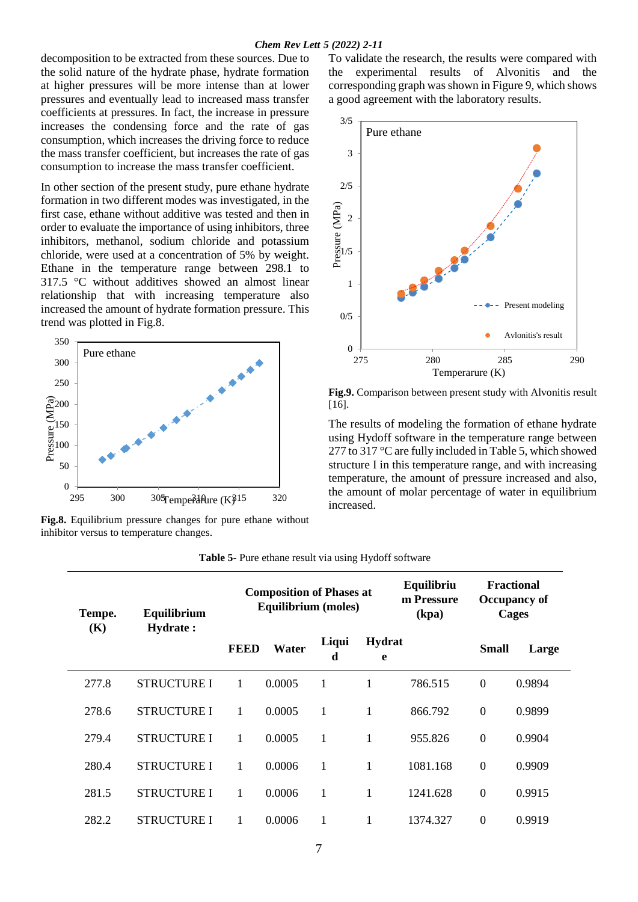decomposition to be extracted from these sources. Due to the solid nature of the hydrate phase, hydrate formation at higher pressures will be more intense than at lower pressures and eventually lead to increased mass transfer coefficients at pressures. In fact, the increase in pressure increases the condensing force and the rate of gas consumption, which increases the driving force to reduce the mass transfer coefficient, but increases the rate of gas consumption to increase the mass transfer coefficient.

In other section of the present study, pure ethane hydrate formation in two different modes was investigated, in the first case, ethane without additive was tested and then in order to evaluate the importance of using inhibitors, three inhibitors, methanol, sodium chloride and potassium chloride, were used at a concentration of 5% by weight. Ethane in the temperature range between 298.1 to 317.5 °C without additives showed an almost linear relationship that with increasing temperature also increased the amount of hydrate formation pressure. This trend was plotted in Fig.8.

**Fig.8.** Equilibrium pressure changes for pure ethane without inhibitor versus to temperature changes.

To validate the research, the results were compared with the experimental results of Alvonitis and the corresponding graph was shown in Figure 9, which shows a good agreement with the laboratory results.

**Fig.9.** Comparison between present study with Alvonitis result [16].

The results of modeling the formation of ethane hydrate using Hydoff software in the temperature range between 277 to 317 °C are fully included in Table 5, which showed structure I in this temperature range, and with increasing temperature, the amount of pressure increased and also, the amount of molar percentage of water in equilibrium increased.

**Table 5-** Pure ethane result via using Hydoff software

| Tempe. (K) | Equilibrium Hydrate : | Composition of Phases at Equilibrium (moles) | | | | Equilibrium Pressure (kpa) | Fractional Occupancy of Cages | |
|---|---|---|---|---|---|---|---|---|
| | | FEED | Water | Liquid | Hydrate | | Small | Large |
| 277.8 | STRUCTURE I | 1 | 0.0005 | 1 | 1 | 786.515 | 0 | 0.9894 |
| 278.6 | STRUCTURE I | 1 | 0.0005 | 1 | 1 | 866.792 | 0 | 0.9899 |
| 279.4 | STRUCTURE I | 1 | 0.0005 | 1 | 1 | 955.826 | 0 | 0.9904 |
| 280.4 | STRUCTURE I | 1 | 0.0006 | 1 | 1 | 1081.168 | 0 | 0.9909 |
| 281.5 | STRUCTURE I | 1 | 0.0006 | 1 | 1 | 1241.628 | 0 | 0.9915 |
| 282.2 | STRUCTURE I | 1 | 0.0006 | 1 | 1 | 1374.327 | 0 | 0.9919 |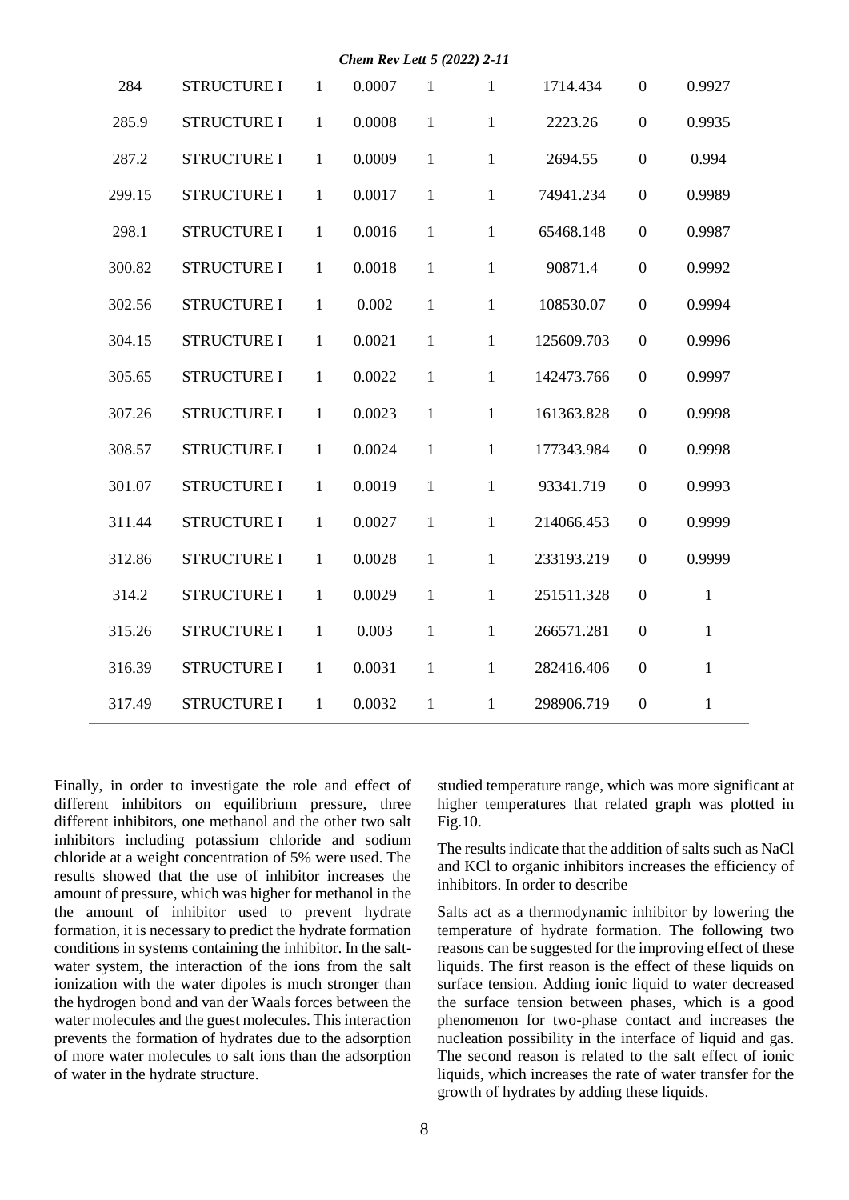| 284 | STRUCTURE I | 1 | 0.0007 | 1 | 1 | 1714.434 | 0 | 0.9927 |
|---|---|---|---|---|---|---|---|---|
| 285.9 | STRUCTURE I | 1 | 0.0008 | 1 | 1 | 2223.26 | 0 | 0.9935 |
| 287.2 | STRUCTURE I | 1 | 0.0009 | 1 | 1 | 2694.55 | 0 | 0.994 |
| 299.15 | STRUCTURE I | 1 | 0.0017 | 1 | 1 | 74941.234 | 0 | 0.9989 |
| 298.1 | STRUCTURE I | 1 | 0.0016 | 1 | 1 | 65468.148 | 0 | 0.9987 |
| 300.82 | STRUCTURE I | 1 | 0.0018 | 1 | 1 | 90871.4 | 0 | 0.9992 |
| 302.56 | STRUCTURE I | 1 | 0.002 | 1 | 1 | 108530.07 | 0 | 0.9994 |
| 304.15 | STRUCTURE I | 1 | 0.0021 | 1 | 1 | 125609.703 | 0 | 0.9996 |
| 305.65 | STRUCTURE I | 1 | 0.0022 | 1 | 1 | 142473.766 | 0 | 0.9997 |
| 307.26 | STRUCTURE I | 1 | 0.0023 | 1 | 1 | 161363.828 | 0 | 0.9998 |
| 308.57 | STRUCTURE I | 1 | 0.0024 | 1 | 1 | 177343.984 | 0 | 0.9998 |
| 301.07 | STRUCTURE I | 1 | 0.0019 | 1 | 1 | 93341.719 | 0 | 0.9993 |
| 311.44 | STRUCTURE I | 1 | 0.0027 | 1 | 1 | 214066.453 | 0 | 0.9999 |
| 312.86 | STRUCTURE I | 1 | 0.0028 | 1 | 1 | 233193.219 | 0 | 0.9999 |
| 314.2 | STRUCTURE I | 1 | 0.0029 | 1 | 1 | 251511.328 | 0 | 1 |
| 315.26 | STRUCTURE I | 1 | 0.003 | 1 | 1 | 266571.281 | 0 | 1 |
| 316.39 | STRUCTURE I | 1 | 0.0031 | 1 | 1 | 282416.406 | 0 | 1 |
| 317.49 | STRUCTURE I | 1 | 0.0032 | 1 | 1 | 298906.719 | 0 | 1 |

Finally, in order to investigate the role and effect of different inhibitors on equilibrium pressure, three different inhibitors, one methanol and the other two salt inhibitors including potassium chloride and sodium chloride at a weight concentration of 5% were used. The results showed that the use of inhibitor increases the amount of pressure, which was higher for methanol in the the amount of inhibitor used to prevent hydrate formation, it is necessary to predict the hydrate formation conditions in systems containing the inhibitor. In the salt-water system, the interaction of the ions from the salt ionization with the water dipoles is much stronger than the hydrogen bond and van der Waals forces between the water molecules and the guest molecules. This interaction prevents the formation of hydrates due to the adsorption of more water molecules to salt ions than the adsorption of water in the hydrate structure.

studied temperature range, which was more significant at higher temperatures that related graph was plotted in Fig.10.

The results indicate that the addition of salts such as NaCl and KCl to organic inhibitors increases the efficiency of inhibitors. In order to describe

Salts act as a thermodynamic inhibitor by lowering the temperature of hydrate formation. The following two reasons can be suggested for the improving effect of these liquids. The first reason is the effect of these liquids on surface tension. Adding ionic liquid to water decreased the surface tension between phases, which is a good phenomenon for two-phase contact and increases the nucleation possibility in the interface of liquid and gas. The second reason is related to the salt effect of ionic liquids, which increases the rate of water transfer for the growth of hydrates by adding these liquids.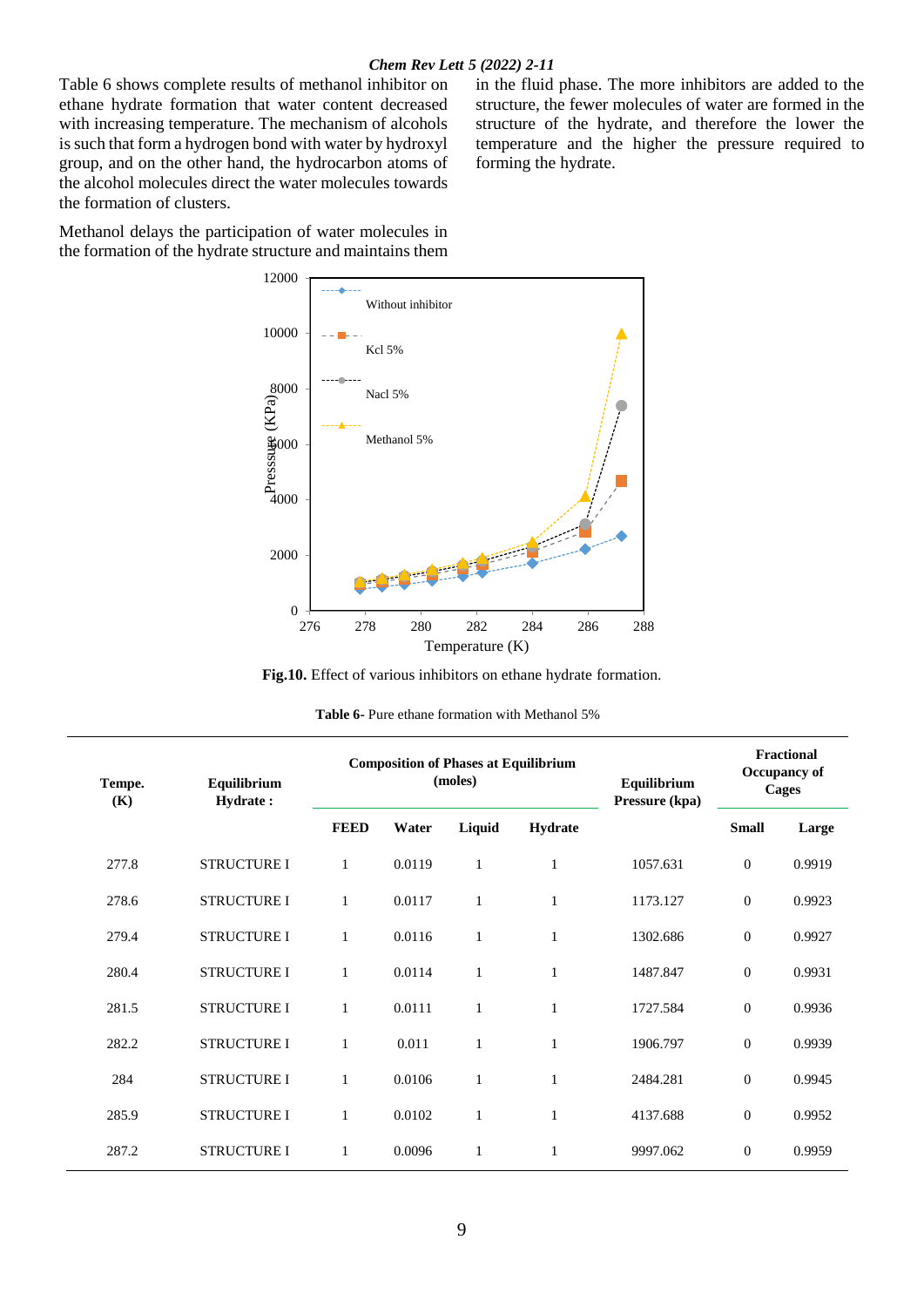Table 6 shows complete results of methanol inhibitor on ethane hydrate formation that water content decreased with increasing temperature. The mechanism of alcohols is such that form a hydrogen bond with water by hydroxyl group, and on the other hand, the hydrocarbon atoms of the alcohol molecules direct the water molecules towards the formation of clusters.

Methanol delays the participation of water molecules in the formation of the hydrate structure and maintains them in the fluid phase. The more inhibitors are added to the structure, the fewer molecules of water are formed in the structure of the hydrate, and therefore the lower the temperature and the higher the pressure required to forming the hydrate.

**Fig.10.** Effect of various inhibitors on ethane hydrate formation.

**Table 6**- Pure ethane formation with Methanol 5%

| Tempe. (K) | Equilibrium Hydrate : | Composition of Phases at Equilibrium (moles) | | | | Equilibrium Pressure (kpa) | Fractional Occupancy of Cages | |
|---|---|---|---|---|---|---|---|---|
| | | FEED | Water | Liquid | Hydrate | | Small | Large |
| 277.8 | STRUCTURE I | 1 | 0.0119 | 1 | 1 | 1057.631 | 0 | 0.9919 |
| 278.6 | STRUCTURE I | 1 | 0.0117 | 1 | 1 | 1173.127 | 0 | 0.9923 |
| 279.4 | STRUCTURE I | 1 | 0.0116 | 1 | 1 | 1302.686 | 0 | 0.9927 |
| 280.4 | STRUCTURE I | 1 | 0.0114 | 1 | 1 | 1487.847 | 0 | 0.9931 |
| 281.5 | STRUCTURE I | 1 | 0.0111 | 1 | 1 | 1727.584 | 0 | 0.9936 |
| 282.2 | STRUCTURE I | 1 | 0.011 | 1 | 1 | 1906.797 | 0 | 0.9939 |
| 284 | STRUCTURE I | 1 | 0.0106 | 1 | 1 | 2484.281 | 0 | 0.9945 |
| 285.9 | STRUCTURE I | 1 | 0.0102 | 1 | 1 | 4137.688 | 0 | 0.9952 |
| 287.2 | STRUCTURE I | 1 | 0.0096 | 1 | 1 | 9997.062 | 0 | 0.9959 |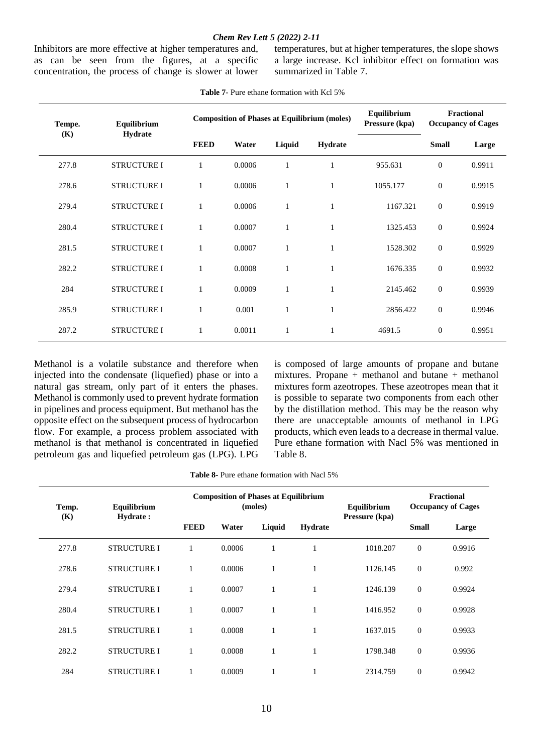Inhibitors are more effective at higher temperatures and, as can be seen from the figures, at a specific concentration, the process of change is slower at lower temperatures, but at higher temperatures, the slope shows a large increase. Kcl inhibitor effect on formation was summarized in Table 7.

**Table 7-** Pure ethane formation with Kcl 5%

| Tempe. (K) | Equilibrium Hydrate | Composition of Phases at Equilibrium (moles) | | | | Equilibrium Pressure (kpa) | Fractional Occupancy of Cages | |
|---|---|---|---|---|---|---|---|---|
| | | FEED | Water | Liquid | Hydrate | | Small | Large |
| 277.8 | STRUCTURE I | 1 | 0.0006 | 1 | 1 | 955.631 | 0 | 0.9911 |
| 278.6 | STRUCTURE I | 1 | 0.0006 | 1 | 1 | 1055.177 | 0 | 0.9915 |
| 279.4 | STRUCTURE I | 1 | 0.0006 | 1 | 1 | 1167.321 | 0 | 0.9919 |
| 280.4 | STRUCTURE I | 1 | 0.0007 | 1 | 1 | 1325.453 | 0 | 0.9924 |
| 281.5 | STRUCTURE I | 1 | 0.0007 | 1 | 1 | 1528.302 | 0 | 0.9929 |
| 282.2 | STRUCTURE I | 1 | 0.0008 | 1 | 1 | 1676.335 | 0 | 0.9932 |
| 284 | STRUCTURE I | 1 | 0.0009 | 1 | 1 | 2145.462 | 0 | 0.9939 |
| 285.9 | STRUCTURE I | 1 | 0.001 | 1 | 1 | 2856.422 | 0 | 0.9946 |
| 287.2 | STRUCTURE I | 1 | 0.0011 | 1 | 1 | 4691.5 | 0 | 0.9951 |

Methanol is a volatile substance and therefore when injected into the condensate (liquefied) phase or into a natural gas stream, only part of it enters the phases. Methanol is commonly used to prevent hydrate formation in pipelines and process equipment. But methanol has the opposite effect on the subsequent process of hydrocarbon flow. For example, a process problem associated with methanol is that methanol is concentrated in liquefied petroleum gas and liquefied petroleum gas (LPG). LPG is composed of large amounts of propane and butane mixtures. Propane + methanol and butane + methanol mixtures form azeotropes. These azeotropes mean that it is possible to separate two components from each other by the distillation method. This may be the reason why there are unacceptable amounts of methanol in LPG products, which even leads to a decrease in thermal value. Pure ethane formation with Nacl 5% was mentioned in Table 8.

**Table 8-** Pure ethane formation with Nacl 5%

| Temp. (K) | Equilibrium Hydrate : | Composition of Phases at Equilibrium (moles) | | | | Equilibrium Pressure (kpa) | Fractional Occupancy of Cages | |
|---|---|---|---|---|---|---|---|---|
| | | FEED | Water | Liquid | Hydrate | | Small | Large |
| 277.8 | STRUCTURE I | 1 | 0.0006 | 1 | 1 | 1018.207 | 0 | 0.9916 |
| 278.6 | STRUCTURE I | 1 | 0.0006 | 1 | 1 | 1126.145 | 0 | 0.992 |
| 279.4 | STRUCTURE I | 1 | 0.0007 | 1 | 1 | 1246.139 | 0 | 0.9924 |
| 280.4 | STRUCTURE I | 1 | 0.0007 | 1 | 1 | 1416.952 | 0 | 0.9928 |
| 281.5 | STRUCTURE I | 1 | 0.0008 | 1 | 1 | 1637.015 | 0 | 0.9933 |
| 282.2 | STRUCTURE I | 1 | 0.0008 | 1 | 1 | 1798.348 | 0 | 0.9936 |
| 284 | STRUCTURE I | 1 | 0.0009 | 1 | 1 | 2314.759 | 0 | 0.9942 |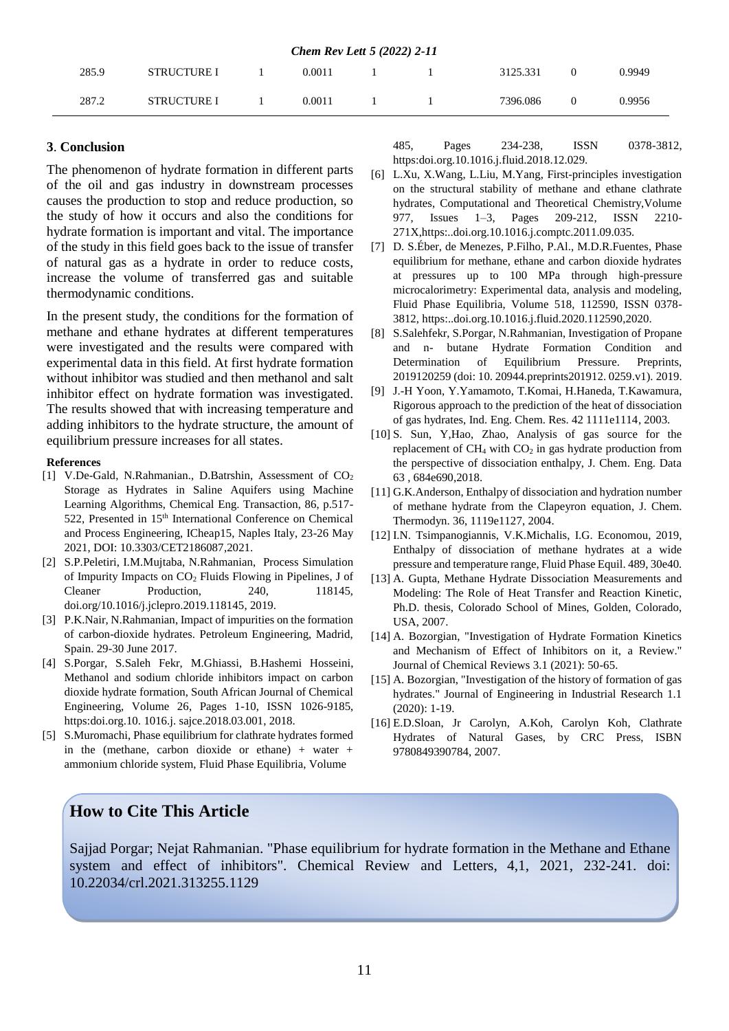| | | | | | | | | |
|---|---|---|---|---|---|---|---|---|
| 285.9 | STRUCTURE I | 1 | 0.0011 | 1 | 1 | 3125.331 | 0 | 0.9949 |
| 287.2 | STRUCTURE I | 1 | 0.0011 | 1 | 1 | 7396.086 | 0 | 0.9956 |

## 3. Conclusion

The phenomenon of hydrate formation in different parts of the oil and gas industry in downstream processes causes the production to stop and reduce production, so the study of how it occurs and also the conditions for hydrate formation is important and vital. The importance of the study in this field goes back to the issue of transfer of natural gas as a hydrate in order to reduce costs, increase the volume of transferred gas and suitable thermodynamic conditions.

In the present study, the conditions for the formation of methane and ethane hydrates at different temperatures were investigated and the results were compared with experimental data in this field. At first hydrate formation without inhibitor was studied and then methanol and salt inhibitor effect on hydrate formation was investigated. The results showed that with increasing temperature and adding inhibitors to the hydrate structure, the amount of equilibrium pressure increases for all states.

### References

[1] V.De-Gald, N.Rahmanian., D.Batrshin, Assessment of $CO_2$ Storage as Hydrates in Saline Aquifers using Machine Learning Algorithms, Chemical Eng. Transaction, 86, p.517-522, Presented in 15th International Conference on Chemical and Process Engineering, ICheap15, Naples Italy, 23-26 May 2021, DOI: 10.3303/CET2186087,2021.

[2] S.P.Peletiri, I.M.Mujtaba, N.Rahmanian, Process Simulation of Impurity Impacts on $CO_2$ Fluids Flowing in Pipelines, J of Cleaner Production, 240, 118145, doi.org/10.1016/j.jclepro.2019.118145, 2019.

[3] P.K.Nair, N.Rahmanian, Impact of impurities on the formation of carbon-dioxide hydrates. Petroleum Engineering, Madrid, Spain. 29-30 June 2017.

[4] S.Porgar, S.Saleh Fekr, M.Ghiassi, B.Hashemi Hosseini, Methanol and sodium chloride inhibitors impact on carbon dioxide hydrate formation, South African Journal of Chemical Engineering, Volume 26, Pages 1-10, ISSN 1026-9185, https:doi.org.10. 1016.j. sajce.2018.03.001, 2018.

[5] S.Muromachi, Phase equilibrium for clathrate hydrates formed in the (methane, carbon dioxide or ethane) + water + ammonium chloride system, Fluid Phase Equilibria, Volume 485, Pages 234-238, ISSN 0378-3812, https:doi.org.10.1016.j.fluid.2018.12.029.

[6] L.Xu, X.Wang, L.Liu, M.Yang, First-principles investigation on the structural stability of methane and ethane clathrate hydrates, Computational and Theoretical Chemistry,Volume 977, Issues 1–3, Pages 209-212, ISSN 2210-271X,https:..doi.org.10.1016.j.comptc.2011.09.035.

[7] D. S.Éber, de Menezes, P.Filho, P.Al., M.D.R.Fuentes, Phase equilibrium for methane, ethane and carbon dioxide hydrates at pressures up to 100 MPa through high-pressure microcalorimetry: Experimental data, analysis and modeling, Fluid Phase Equilibria, Volume 518, 112590, ISSN 0378-3812, https:..doi.org.10.1016.j.fluid.2020.112590,2020.

[8] S.Salehfekr, S.Porgar, N.Rahmanian, Investigation of Propane and n- butane Hydrate Formation Condition and Determination of Equilibrium Pressure. Preprints, 2019120259 (doi: 10. 20944.preprints201912. 0259.v1). 2019.

[9] J.-H Yoon, Y.Yamamoto, T.Komai, H.Haneda, T.Kawamura, Rigorous approach to the prediction of the heat of dissociation of gas hydrates, Ind. Eng. Chem. Res. 42 1111e1114, 2003.

[10] S. Sun, Y,Hao, Zhao, Analysis of gas source for the replacement of $CH_4$ with $CO_2$ in gas hydrate production from the perspective of dissociation enthalpy, J. Chem. Eng. Data 63 , 684e690,2018.

[11] G.K.Anderson, Enthalpy of dissociation and hydration number of methane hydrate from the Clapeyron equation, J. Chem. Thermodyn. 36, 1119e1127, 2004.

[12] I.N. Tsimpanogiannis, V.K.Michalis, I.G. Economou, 2019, Enthalpy of dissociation of methane hydrates at a wide pressure and temperature range, Fluid Phase Equil. 489, 30e40.

[13] A. Gupta, Methane Hydrate Dissociation Measurements and Modeling: The Role of Heat Transfer and Reaction Kinetic, Ph.D. thesis, Colorado School of Mines, Golden, Colorado, USA, 2007.

[14] A. Bozorgian, "Investigation of Hydrate Formation Kinetics and Mechanism of Effect of Inhibitors on it, a Review." Journal of Chemical Reviews 3.1 (2021): 50-65.

[15] A. Bozorgian, "Investigation of the history of formation of gas hydrates." Journal of Engineering in Industrial Research 1.1 (2020): 1-19.

[16] E.D.Sloan, Jr Carolyn, A.Koh, Carolyn Koh, Clathrate Hydrates of Natural Gases, by CRC Press, ISBN 9780849390784, 2007.

## How to Cite This Article

Sajjad Porgar; Nejat Rahmanian. "Phase equilibrium for hydrate formation in the Methane and Ethane system and effect of inhibitors". Chemical Review and Letters, 4,1, 2021, 232-241. doi: 10.22034/crl.2021.313255.1129